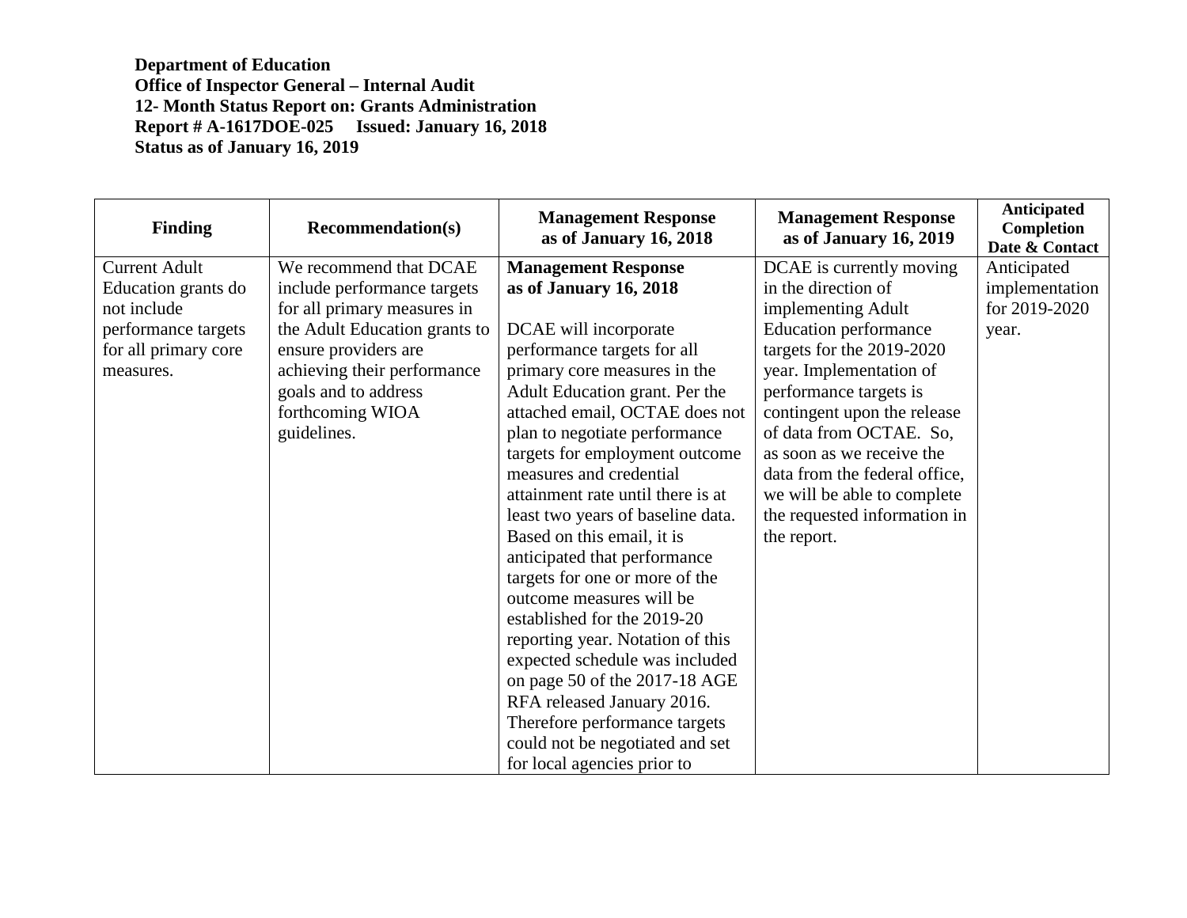**Department of Education**
**Office of Inspector General – Internal Audit**
**12- Month Status Report on: Grants Administration**
**Report # A-1617DOE-025 Issued: January 16, 2018**
**Status as of January 16, 2019**

| Finding | Recommendation(s) | Management Response as of January 16, 2018 | Management Response as of January 16, 2019 | Anticipated Completion Date & Contact |
|---|---|---|---|---|
| Current Adult Education grants do not include performance targets for all primary core measures. | We recommend that DCAE include performance targets for all primary measures in the Adult Education grants to ensure providers are achieving their performance goals and to address forthcoming WIOA guidelines. | **Management Response as of January 16, 2018**<br><br>DCAE will incorporate performance targets for all primary core measures in the Adult Education grant. Per the attached email, OCTAE does not plan to negotiate performance targets for employment outcome measures and credential attainment rate until there is at least two years of baseline data. Based on this email, it is anticipated that performance targets for one or more of the outcome measures will be established for the 2019-20 reporting year. Notation of this expected schedule was included on page 50 of the 2017-18 AGE RFA released January 2016. Therefore performance targets could not be negotiated and set for local agencies prior to | DCAE is currently moving in the direction of implementing Adult Education performance targets for the 2019-2020 year. Implementation of performance targets is contingent upon the release of data from OCTAE. So, as soon as we receive the data from the federal office, we will be able to complete the requested information in the report. | Anticipated implementation for 2019-2020 year. |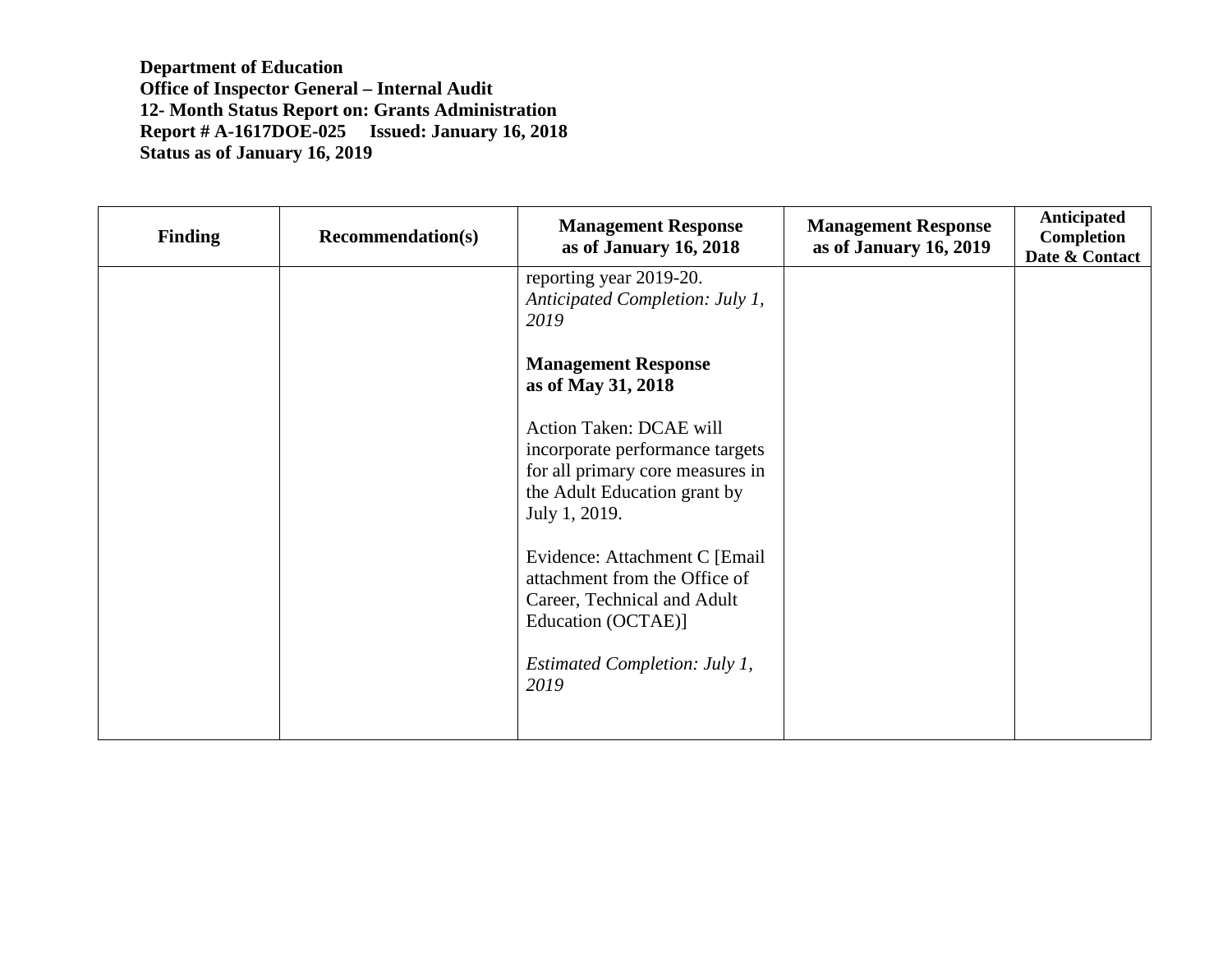**Department of Education**
**Office of Inspector General – Internal Audit**
**12- Month Status Report on: Grants Administration**
**Report # A-1617DOE-025 Issued: January 16, 2018**
**Status as of January 16, 2019**

| Finding | Recommendation(s) | Management Response as of January 16, 2018 | Management Response as of January 16, 2019 | Anticipated Completion Date & Contact |
|---|---|---|---|---|
| | | reporting year 2019-20.<br>*Anticipated Completion: July 1, 2019*<br><br>**Management Response as of May 31, 2018**<br><br>Action Taken: DCAE will incorporate performance targets for all primary core measures in the Adult Education grant by July 1, 2019.<br><br>Evidence: Attachment C [Email attachment from the Office of Career, Technical and Adult Education (OCTAE)]<br><br>*Estimated Completion: July 1, 2019* | | |